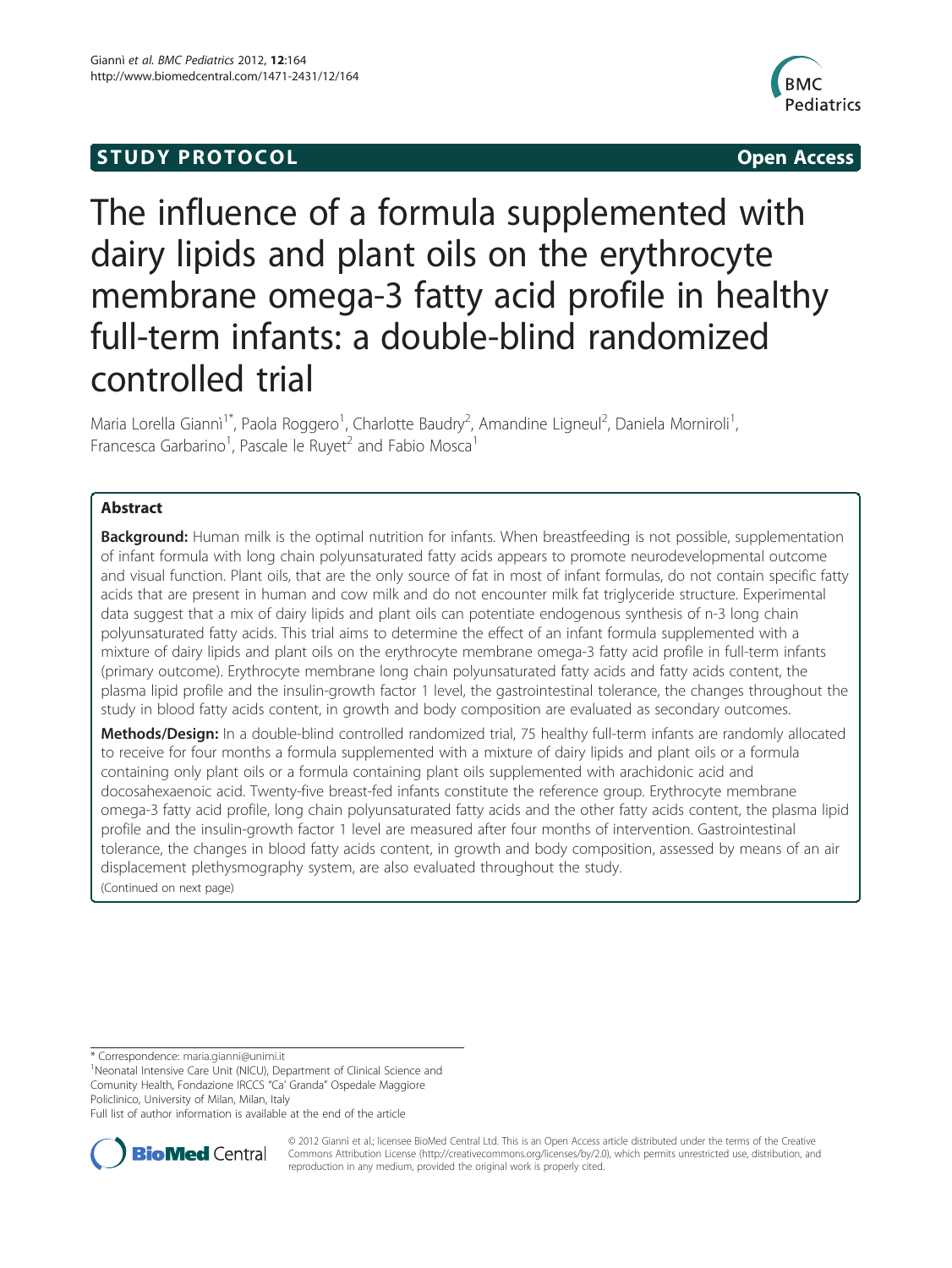STUDY PROTOCOL Open Access

# The influence of a formula supplemented with dairy lipids and plant oils on the erythrocyte membrane omega-3 fatty acid profile in healthy full-term infants: a double-blind randomized controlled trial

Maria Lorella Giannì[1*], Paola Roggero[1], Charlotte Baudry[2], Amandine Ligneul[2], Daniela Morniroli[1], Francesca Garbarino[1], Pascale le Ruyet[2] and Fabio Mosca[1]

## Abstract

**Background:** Human milk is the optimal nutrition for infants. When breastfeeding is not possible, supplementation of infant formula with long chain polyunsaturated fatty acids appears to promote neurodevelopmental outcome and visual function. Plant oils, that are the only source of fat in most of infant formulas, do not contain specific fatty acids that are present in human and cow milk and do not encounter milk fat triglyceride structure. Experimental data suggest that a mix of dairy lipids and plant oils can potentiate endogenous synthesis of n-3 long chain polyunsaturated fatty acids. This trial aims to determine the effect of an infant formula supplemented with a mixture of dairy lipids and plant oils on the erythrocyte membrane omega-3 fatty acid profile in full-term infants (primary outcome). Erythrocyte membrane long chain polyunsaturated fatty acids and fatty acids content, the plasma lipid profile and the insulin-growth factor 1 level, the gastrointestinal tolerance, the changes throughout the study in blood fatty acids content, in growth and body composition are evaluated as secondary outcomes.

**Methods/Design:** In a double-blind controlled randomized trial, 75 healthy full-term infants are randomly allocated to receive for four months a formula supplemented with a mixture of dairy lipids and plant oils or a formula containing only plant oils or a formula containing plant oils supplemented with arachidonic acid and docosahexaenoic acid. Twenty-five breast-fed infants constitute the reference group. Erythrocyte membrane omega-3 fatty acid profile, long chain polyunsaturated fatty acids and the other fatty acids content, the plasma lipid profile and the insulin-growth factor 1 level are measured after four months of intervention. Gastrointestinal tolerance, the changes in blood fatty acids content, in growth and body composition, assessed by means of an air displacement plethysmography system, are also evaluated throughout the study.

(Continued on next page)

\* Correspondence: maria.gianni@unimi.it

[1]Neonatal Intensive Care Unit (NICU), Department of Clinical Science and Comunity Health, Fondazione IRCCS "Ca' Granda" Ospedale Maggiore Policlinico, University of Milan, Milan, Italy

Full list of author information is available at the end of the article

© 2012 Giannì et al.; licensee BioMed Central Ltd. This is an Open Access article distributed under the terms of the Creative Commons Attribution License (http://creativecommons.org/licenses/by/2.0), which permits unrestricted use, distribution, and reproduction in any medium, provided the original work is properly cited.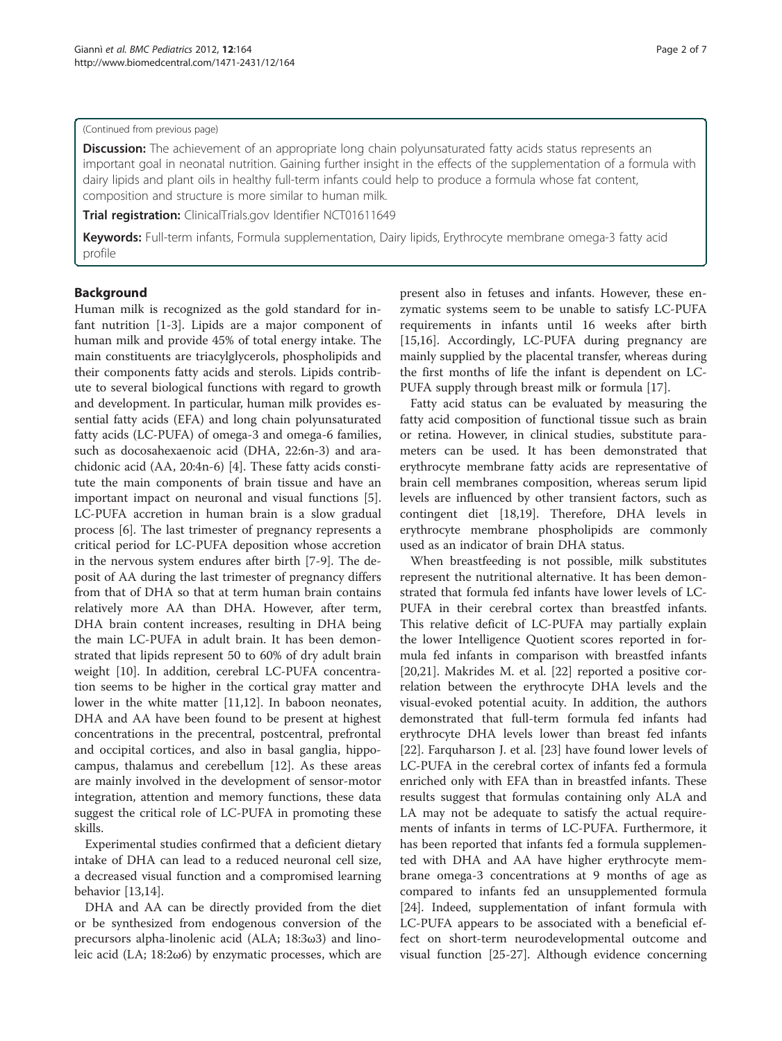(Continued from previous page)

**Discussion:** The achievement of an appropriate long chain polyunsaturated fatty acids status represents an important goal in neonatal nutrition. Gaining further insight in the effects of the supplementation of a formula with dairy lipids and plant oils in healthy full-term infants could help to produce a formula whose fat content, composition and structure is more similar to human milk.

**Trial registration:** ClinicalTrials.gov Identifier NCT01611649

**Keywords:** Full-term infants, Formula supplementation, Dairy lipids, Erythrocyte membrane omega-3 fatty acid profile

## Background

Human milk is recognized as the gold standard for infant nutrition [1-3]. Lipids are a major component of human milk and provide 45% of total energy intake. The main constituents are triacylglycerols, phospholipids and their components fatty acids and sterols. Lipids contribute to several biological functions with regard to growth and development. In particular, human milk provides essential fatty acids (EFA) and long chain polyunsaturated fatty acids (LC-PUFA) of omega-3 and omega-6 families, such as docosahexaenoic acid (DHA, 22:6n-3) and arachidonic acid (AA, 20:4n-6) [4]. These fatty acids constitute the main components of brain tissue and have an important impact on neuronal and visual functions [5]. LC-PUFA accretion in human brain is a slow gradual process [6]. The last trimester of pregnancy represents a critical period for LC-PUFA deposition whose accretion in the nervous system endures after birth [7-9]. The deposit of AA during the last trimester of pregnancy differs from that of DHA so that at term human brain contains relatively more AA than DHA. However, after term, DHA brain content increases, resulting in DHA being the main LC-PUFA in adult brain. It has been demonstrated that lipids represent 50 to 60% of dry adult brain weight [10]. In addition, cerebral LC-PUFA concentration seems to be higher in the cortical gray matter and lower in the white matter [11,12]. In baboon neonates, DHA and AA have been found to be present at highest concentrations in the precentral, postcentral, prefrontal and occipital cortices, and also in basal ganglia, hippocampus, thalamus and cerebellum [12]. As these areas are mainly involved in the development of sensor-motor integration, attention and memory functions, these data suggest the critical role of LC-PUFA in promoting these skills.

Experimental studies confirmed that a deficient dietary intake of DHA can lead to a reduced neuronal cell size, a decreased visual function and a compromised learning behavior [13,14].

DHA and AA can be directly provided from the diet or be synthesized from endogenous conversion of the precursors alpha-linolenic acid (ALA; 18:3ω3) and linoleic acid (LA; 18:2ω6) by enzymatic processes, which are present also in fetuses and infants. However, these enzymatic systems seem to be unable to satisfy LC-PUFA requirements in infants until 16 weeks after birth [15,16]. Accordingly, LC-PUFA during pregnancy are mainly supplied by the placental transfer, whereas during the first months of life the infant is dependent on LC-PUFA supply through breast milk or formula [17].

Fatty acid status can be evaluated by measuring the fatty acid composition of functional tissue such as brain or retina. However, in clinical studies, substitute parameters can be used. It has been demonstrated that erythrocyte membrane fatty acids are representative of brain cell membranes composition, whereas serum lipid levels are influenced by other transient factors, such as contingent diet [18,19]. Therefore, DHA levels in erythrocyte membrane phospholipids are commonly used as an indicator of brain DHA status.

When breastfeeding is not possible, milk substitutes represent the nutritional alternative. It has been demonstrated that formula fed infants have lower levels of LC-PUFA in their cerebral cortex than breastfed infants. This relative deficit of LC-PUFA may partially explain the lower Intelligence Quotient scores reported in formula fed infants in comparison with breastfed infants [20,21]. Makrides M. et al. [22] reported a positive correlation between the erythrocyte DHA levels and the visual-evoked potential acuity. In addition, the authors demonstrated that full-term formula fed infants had erythrocyte DHA levels lower than breast fed infants [22]. Farquharson J. et al. [23] have found lower levels of LC-PUFA in the cerebral cortex of infants fed a formula enriched only with EFA than in breastfed infants. These results suggest that formulas containing only ALA and LA may not be adequate to satisfy the actual requirements of infants in terms of LC-PUFA. Furthermore, it has been reported that infants fed a formula supplemented with DHA and AA have higher erythrocyte membrane omega-3 concentrations at 9 months of age as compared to infants fed an unsupplemented formula [24]. Indeed, supplementation of infant formula with LC-PUFA appears to be associated with a beneficial effect on short-term neurodevelopmental outcome and visual function [25-27]. Although evidence concerning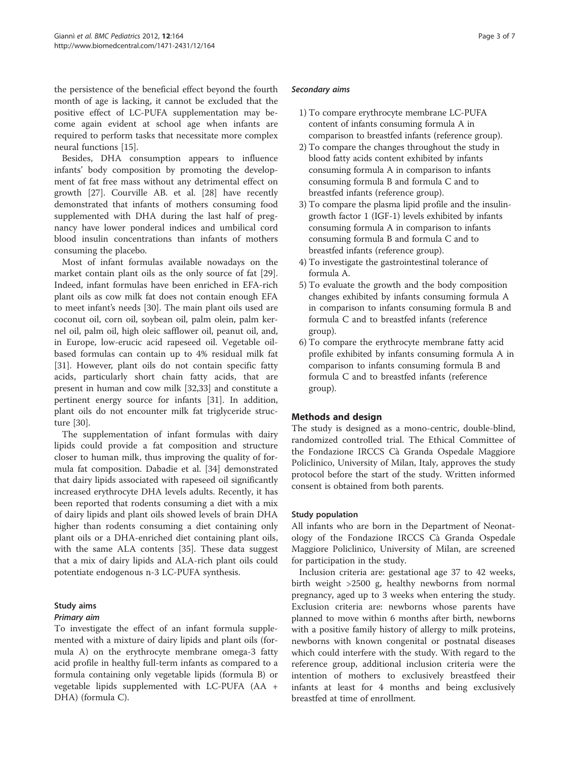the persistence of the beneficial effect beyond the fourth month of age is lacking, it cannot be excluded that the positive effect of LC-PUFA supplementation may become again evident at school age when infants are required to perform tasks that necessitate more complex neural functions [15].

Besides, DHA consumption appears to influence infants' body composition by promoting the development of fat free mass without any detrimental effect on growth [27]. Courville AB. et al. [28] have recently demonstrated that infants of mothers consuming food supplemented with DHA during the last half of pregnancy have lower ponderal indices and umbilical cord blood insulin concentrations than infants of mothers consuming the placebo.

Most of infant formulas available nowadays on the market contain plant oils as the only source of fat [29]. Indeed, infant formulas have been enriched in EFA-rich plant oils as cow milk fat does not contain enough EFA to meet infant's needs [30]. The main plant oils used are coconut oil, corn oil, soybean oil, palm olein, palm kernel oil, palm oil, high oleic safflower oil, peanut oil, and, in Europe, low-erucic acid rapeseed oil. Vegetable oil-based formulas can contain up to 4% residual milk fat [31]. However, plant oils do not contain specific fatty acids, particularly short chain fatty acids, that are present in human and cow milk [32,33] and constitute a pertinent energy source for infants [31]. In addition, plant oils do not encounter milk fat triglyceride structure [30].

The supplementation of infant formulas with dairy lipids could provide a fat composition and structure closer to human milk, thus improving the quality of formula fat composition. Dabadie et al. [34] demonstrated that dairy lipids associated with rapeseed oil significantly increased erythrocyte DHA levels adults. Recently, it has been reported that rodents consuming a diet with a mix of dairy lipids and plant oils showed levels of brain DHA higher than rodents consuming a diet containing only plant oils or a DHA-enriched diet containing plant oils, with the same ALA contents [35]. These data suggest that a mix of dairy lipids and ALA-rich plant oils could potentiate endogenous n-3 LC-PUFA synthesis.

### Study aims

#### *Primary aim*

To investigate the effect of an infant formula supplemented with a mixture of dairy lipids and plant oils (formula A) on the erythrocyte membrane omega-3 fatty acid profile in healthy full-term infants as compared to a formula containing only vegetable lipids (formula B) or vegetable lipids supplemented with LC-PUFA (AA + DHA) (formula C).

#### *Secondary aims*

1) To compare erythrocyte membrane LC-PUFA content of infants consuming formula A in comparison to breastfed infants (reference group).
2) To compare the changes throughout the study in blood fatty acids content exhibited by infants consuming formula A in comparison to infants consuming formula B and formula C and to breastfed infants (reference group).
3) To compare the plasma lipid profile and the insulin-growth factor 1 (IGF-1) levels exhibited by infants consuming formula A in comparison to infants consuming formula B and formula C and to breastfed infants (reference group).
4) To investigate the gastrointestinal tolerance of formula A.
5) To evaluate the growth and the body composition changes exhibited by infants consuming formula A in comparison to infants consuming formula B and formula C and to breastfed infants (reference group).
6) To compare the erythrocyte membrane fatty acid profile exhibited by infants consuming formula A in comparison to infants consuming formula B and formula C and to breastfed infants (reference group).

## Methods and design

The study is designed as a mono-centric, double-blind, randomized controlled trial. The Ethical Committee of the Fondazione IRCCS Cà Granda Ospedale Maggiore Policlinico, University of Milan, Italy, approves the study protocol before the start of the study. Written informed consent is obtained from both parents.

### Study population

All infants who are born in the Department of Neonatology of the Fondazione IRCCS Cà Granda Ospedale Maggiore Policlinico, University of Milan, are screened for participation in the study.

Inclusion criteria are: gestational age 37 to 42 weeks, birth weight >2500 g, healthy newborns from normal pregnancy, aged up to 3 weeks when entering the study. Exclusion criteria are: newborns whose parents have planned to move within 6 months after birth, newborns with a positive family history of allergy to milk proteins, newborns with known congenital or postnatal diseases which could interfere with the study. With regard to the reference group, additional inclusion criteria were the intention of mothers to exclusively breastfeed their infants at least for 4 months and being exclusively breastfed at time of enrollment.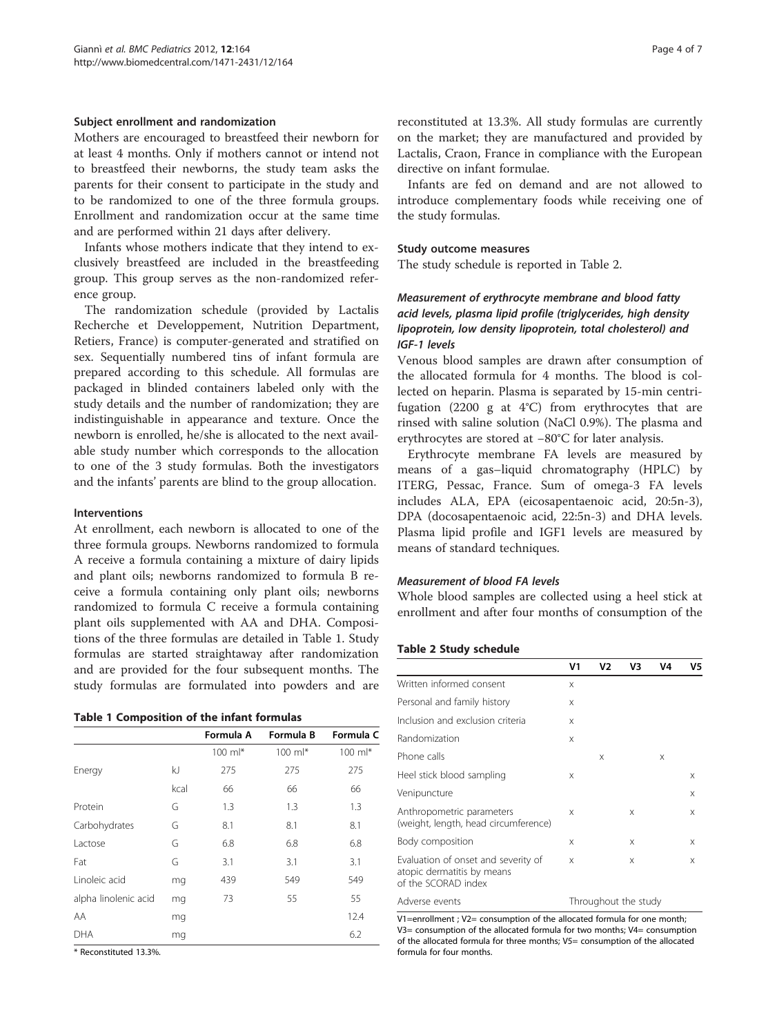### Subject enrollment and randomization

Mothers are encouraged to breastfeed their newborn for at least 4 months. Only if mothers cannot or intend not to breastfeed their newborns, the study team asks the parents for their consent to participate in the study and to be randomized to one of the three formula groups. Enrollment and randomization occur at the same time and are performed within 21 days after delivery.

Infants whose mothers indicate that they intend to exclusively breastfeed are included in the breastfeeding group. This group serves as the non-randomized reference group.

The randomization schedule (provided by Lactalis Recherche et Developpement, Nutrition Department, Retiers, France) is computer-generated and stratified on sex. Sequentially numbered tins of infant formula are prepared according to this schedule. All formulas are packaged in blinded containers labeled only with the study details and the number of randomization; they are indistinguishable in appearance and texture. Once the newborn is enrolled, he/she is allocated to the next available study number which corresponds to the allocation to one of the 3 study formulas. Both the investigators and the infants' parents are blind to the group allocation.

### Interventions

At enrollment, each newborn is allocated to one of the three formula groups. Newborns randomized to formula A receive a formula containing a mixture of dairy lipids and plant oils; newborns randomized to formula B receive a formula containing only plant oils; newborns randomized to formula C receive a formula containing plant oils supplemented with AA and DHA. Compositions of the three formulas are detailed in Table 1. Study formulas are started straightaway after randomization and are provided for the four subsequent months. The study formulas are formulated into powders and are reconstituted at 13.3%. All study formulas are currently on the market; they are manufactured and provided by Lactalis, Craon, France in compliance with the European directive on infant formulae.

**Table 1 Composition of the infant formulas**

| | | Formula A | Formula B | Formula C |
|---|---|---|---|---|
| | | 100 ml* | 100 ml* | 100 ml* |
| Energy | kJ | 275 | 275 | 275 |
| | kcal | 66 | 66 | 66 |
| Protein | G | 1.3 | 1.3 | 1.3 |
| Carbohydrates | G | 8.1 | 8.1 | 8.1 |
| Lactose | G | 6.8 | 6.8 | 6.8 |
| Fat | G | 3.1 | 3.1 | 3.1 |
| Linoleic acid | mg | 439 | 549 | 549 |
| alpha linolenic acid | mg | 73 | 55 | 55 |
| AA | mg | | | 12.4 |
| DHA | mg | | | 6.2 |

\* Reconstituted 13.3%.

Infants are fed on demand and are not allowed to introduce complementary foods while receiving one of the study formulas.

### Study outcome measures

The study schedule is reported in Table 2.

#### *Measurement of erythrocyte membrane and blood fatty acid levels, plasma lipid profile (triglycerides, high density lipoprotein, low density lipoprotein, total cholesterol) and IGF-1 levels*

Venous blood samples are drawn after consumption of the allocated formula for 4 months. The blood is collected on heparin. Plasma is separated by 15-min centrifugation (2200 g at 4°C) from erythrocytes that are rinsed with saline solution (NaCl 0.9%). The plasma and erythrocytes are stored at −80°C for later analysis.

Erythrocyte membrane FA levels are measured by means of a gas–liquid chromatography (HPLC) by ITERG, Pessac, France. Sum of omega-3 FA levels includes ALA, EPA (eicosapentaenoic acid, 20:5n-3), DPA (docosapentaenoic acid, 22:5n-3) and DHA levels. Plasma lipid profile and IGF1 levels are measured by means of standard techniques.

#### *Measurement of blood FA levels*

Whole blood samples are collected using a heel stick at enrollment and after four months of consumption of the

**Table 2 Study schedule**

| | V1 | V2 | V3 | V4 | V5 |
|---|---|---|---|---|---|
| Written informed consent | x | | | | |
| Personal and family history | x | | | | |
| Inclusion and exclusion criteria | x | | | | |
| Randomization | x | | | | |
| Phone calls | | x | | x | |
| Heel stick blood sampling | x | | | | x |
| Venipuncture | | | | | x |
| Anthropometric parameters (weight, length, head circumference) | x | | x | | x |
| Body composition | x | | x | | x |
| Evaluation of onset and severity of atopic dermatitis by means of the SCORAD index | x | | x | | x |
| Adverse events | Throughout the study | | | | |

V1=enrollment ; V2= consumption of the allocated formula for one month; V3= consumption of the allocated formula for two months; V4= consumption of the allocated formula for three months; V5= consumption of the allocated formula for four months.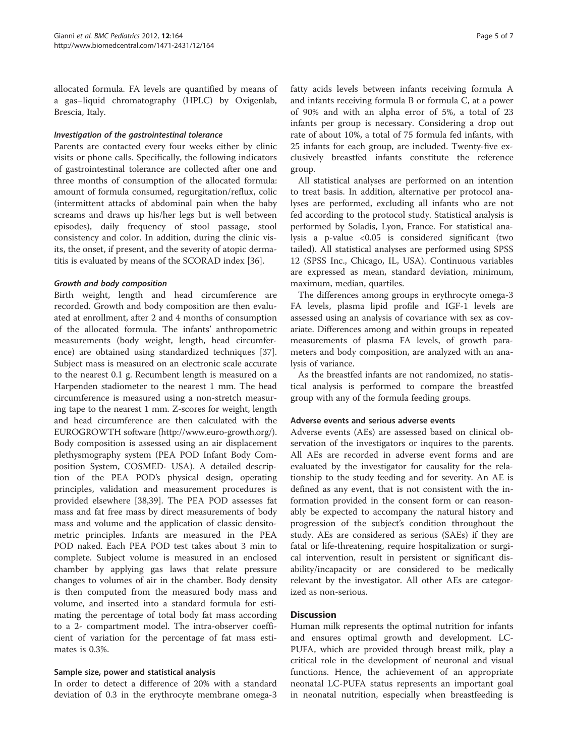allocated formula. FA levels are quantified by means of a gas–liquid chromatography (HPLC) by Oxigenlab, Brescia, Italy.

#### *Investigation of the gastrointestinal tolerance*

Parents are contacted every four weeks either by clinic visits or phone calls. Specifically, the following indicators of gastrointestinal tolerance are collected after one and three months of consumption of the allocated formula: amount of formula consumed, regurgitation/reflux, colic (intermittent attacks of abdominal pain when the baby screams and draws up his/her legs but is well between episodes), daily frequency of stool passage, stool consistency and color. In addition, during the clinic visits, the onset, if present, and the severity of atopic dermatitis is evaluated by means of the SCORAD index [36].

#### *Growth and body composition*

Birth weight, length and head circumference are recorded. Growth and body composition are then evaluated at enrollment, after 2 and 4 months of consumption of the allocated formula. The infants' anthropometric measurements (body weight, length, head circumference) are obtained using standardized techniques [37]. Subject mass is measured on an electronic scale accurate to the nearest 0.1 g. Recumbent length is measured on a Harpenden stadiometer to the nearest 1 mm. The head circumference is measured using a non-stretch measuring tape to the nearest 1 mm. Z-scores for weight, length and head circumference are then calculated with the EUROGROWTH software (http://www.euro-growth.org/). Body composition is assessed using an air displacement plethysmography system (PEA POD Infant Body Composition System, COSMED- USA). A detailed description of the PEA POD's physical design, operating principles, validation and measurement procedures is provided elsewhere [38,39]. The PEA POD assesses fat mass and fat free mass by direct measurements of body mass and volume and the application of classic densitometric principles. Infants are measured in the PEA POD naked. Each PEA POD test takes about 3 min to complete. Subject volume is measured in an enclosed chamber by applying gas laws that relate pressure changes to volumes of air in the chamber. Body density is then computed from the measured body mass and volume, and inserted into a standard formula for estimating the percentage of total body fat mass according to a 2- compartment model. The intra-observer coefficient of variation for the percentage of fat mass estimates is 0.3%.

### Sample size, power and statistical analysis

In order to detect a difference of 20% with a standard deviation of 0.3 in the erythrocyte membrane omega-3 fatty acids levels between infants receiving formula A and infants receiving formula B or formula C, at a power of 90% and with an alpha error of 5%, a total of 23 infants per group is necessary. Considering a drop out rate of about 10%, a total of 75 formula fed infants, with 25 infants for each group, are included. Twenty-five exclusively breastfed infants constitute the reference group.

All statistical analyses are performed on an intention to treat basis. In addition, alternative per protocol analyses are performed, excluding all infants who are not fed according to the protocol study. Statistical analysis is performed by Soladis, Lyon, France. For statistical analysis a p-value $<0.05$ is considered significant (two tailed). All statistical analyses are performed using SPSS 12 (SPSS Inc., Chicago, IL, USA). Continuous variables are expressed as mean, standard deviation, minimum, maximum, median, quartiles.

The differences among groups in erythrocyte omega-3 FA levels, plasma lipid profile and IGF-1 levels are assessed using an analysis of covariance with sex as covariate. Differences among and within groups in repeated measurements of plasma FA levels, of growth parameters and body composition, are analyzed with an analysis of variance.

As the breastfed infants are not randomized, no statistical analysis is performed to compare the breastfed group with any of the formula feeding groups.

### Adverse events and serious adverse events

Adverse events (AEs) are assessed based on clinical observation of the investigators or inquires to the parents. All AEs are recorded in adverse event forms and are evaluated by the investigator for causality for the relationship to the study feeding and for severity. An AE is defined as any event, that is not consistent with the information provided in the consent form or can reasonably be expected to accompany the natural history and progression of the subject's condition throughout the study. AEs are considered as serious (SAEs) if they are fatal or life-threatening, require hospitalization or surgical intervention, result in persistent or significant disability/incapacity or are considered to be medically relevant by the investigator. All other AEs are categorized as non-serious.

## Discussion

Human milk represents the optimal nutrition for infants and ensures optimal growth and development. LC-PUFA, which are provided through breast milk, play a critical role in the development of neuronal and visual functions. Hence, the achievement of an appropriate neonatal LC-PUFA status represents an important goal in neonatal nutrition, especially when breastfeeding is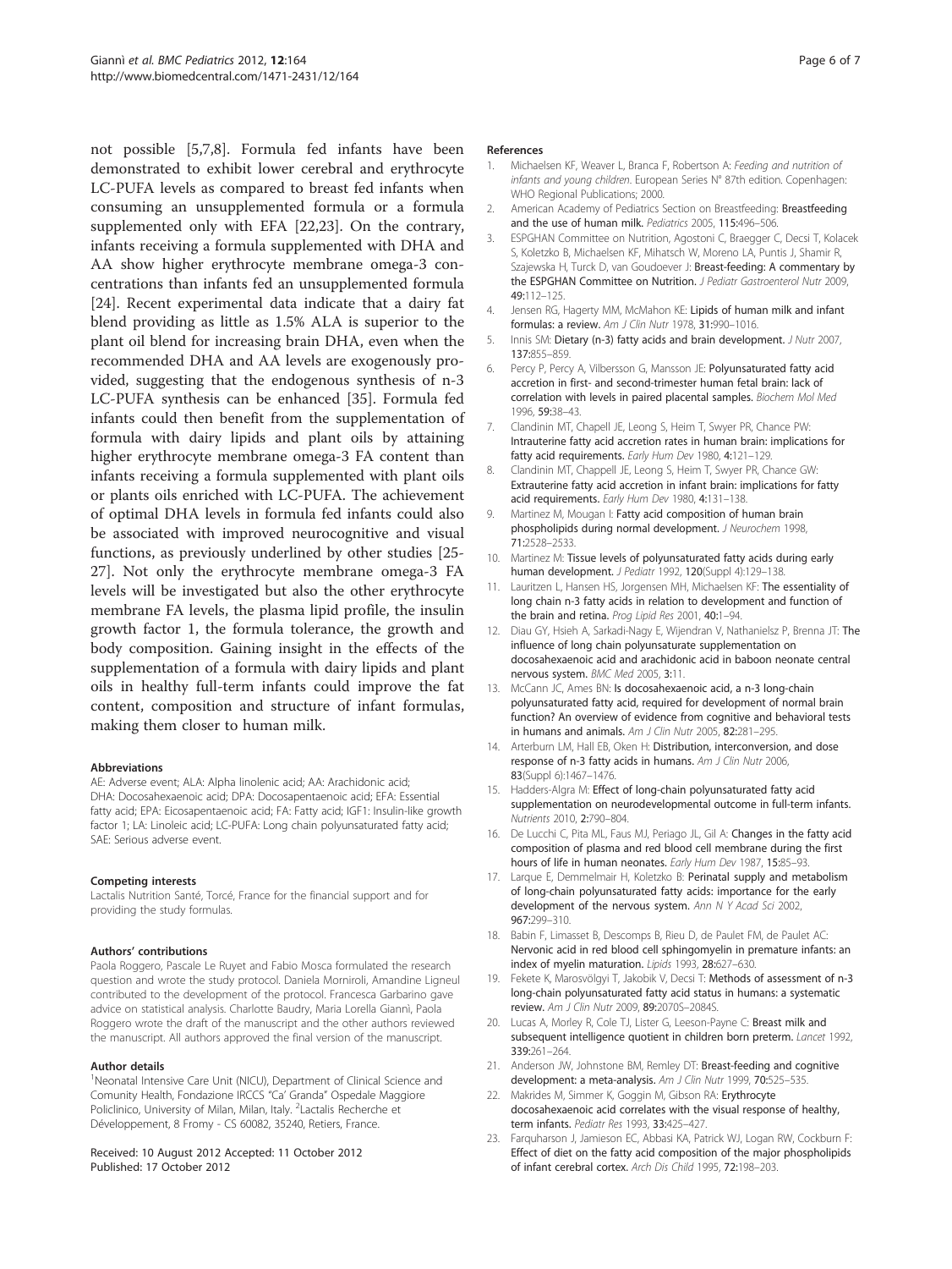not possible [5,7,8]. Formula fed infants have been demonstrated to exhibit lower cerebral and erythrocyte LC-PUFA levels as compared to breast fed infants when consuming an unsupplemented formula or a formula supplemented only with EFA [22,23]. On the contrary, infants receiving a formula supplemented with DHA and AA show higher erythrocyte membrane omega-3 concentrations than infants fed an unsupplemented formula [24]. Recent experimental data indicate that a dairy fat blend providing as little as 1.5% ALA is superior to the plant oil blend for increasing brain DHA, even when the recommended DHA and AA levels are exogenously provided, suggesting that the endogenous synthesis of n-3 LC-PUFA synthesis can be enhanced [35]. Formula fed infants could then benefit from the supplementation of formula with dairy lipids and plant oils by attaining higher erythrocyte membrane omega-3 FA content than infants receiving a formula supplemented with plant oils or plants oils enriched with LC-PUFA. The achievement of optimal DHA levels in formula fed infants could also be associated with improved neurocognitive and visual functions, as previously underlined by other studies [25-27]. Not only the erythrocyte membrane omega-3 FA levels will be investigated but also the other erythrocyte membrane FA levels, the plasma lipid profile, the insulin growth factor 1, the formula tolerance, the growth and body composition. Gaining insight in the effects of the supplementation of a formula with dairy lipids and plant oils in healthy full-term infants could improve the fat content, composition and structure of infant formulas, making them closer to human milk.

#### Abbreviations

AE: Adverse event; ALA: Alpha linolenic acid; AA: Arachidonic acid; DHA: Docosahexaenoic acid; DPA: Docosapentaenoic acid; EFA: Essential fatty acid; EPA: Eicosapentaenoic acid; FA: Fatty acid; IGF1: Insulin-like growth factor 1; LA: Linoleic acid; LC-PUFA: Long chain polyunsaturated fatty acid; SAE: Serious adverse event.

#### Competing interests

Lactalis Nutrition Santé, Torcé, France for the financial support and for providing the study formulas.

#### Authors' contributions

Paola Roggero, Pascale Le Ruyet and Fabio Mosca formulated the research question and wrote the study protocol. Daniela Morniroli, Amandine Ligneul contributed to the development of the protocol. Francesca Garbarino gave advice on statistical analysis. Charlotte Baudry, Maria Lorella Giannì, Paola Roggero wrote the draft of the manuscript and the other authors reviewed the manuscript. All authors approved the final version of the manuscript.

#### Author details

[1]Neonatal Intensive Care Unit (NICU), Department of Clinical Science and Comunity Health, Fondazione IRCCS "Ca' Granda" Ospedale Maggiore Policlinico, University of Milan, Milan, Italy. [2]Lactalis Recherche et Développement, 8 Fromy - CS 60082, 35240, Retiers, France.

Received: 10 August 2012 Accepted: 11 October 2012
Published: 17 October 2012

#### References

1. Michaelsen KF, Weaver L, Branca F, Robertson A: *Feeding and nutrition of infants and young children*. European Series N° 87th edition. Copenhagen: WHO Regional Publications; 2000.
2. American Academy of Pediatrics Section on Breastfeeding: **Breastfeeding and the use of human milk.** *Pediatrics* 2005, **115:**496–506.
3. ESPGHAN Committee on Nutrition, Agostoni C, Braegger C, Decsi T, Kolacek S, Koletzko B, Michaelsen KF, Mihatsch W, Moreno LA, Puntis J, Shamir R, Szajewska H, Turck D, van Goudoever J: **Breast-feeding: A commentary by the ESPGHAN Committee on Nutrition.** *J Pediatr Gastroenterol Nutr* 2009, **49:**112–125.
4. Jensen RG, Hagerty MM, McMahon KE: **Lipids of human milk and infant formulas: a review.** *Am J Clin Nutr* 1978, **31:**990–1016.
5. Innis SM: **Dietary (n-3) fatty acids and brain development.** *J Nutr* 2007, **137:**855–859.
6. Percy P, Percy A, Vilbersson G, Mansson JE: **Polyunsaturated fatty acid accretion in first- and second-trimester human fetal brain: lack of correlation with levels in paired placental samples.** *Biochem Mol Med* 1996, **59:**38–43.
7. Clandinin MT, Chapell JE, Leong S, Heim T, Swyer PR, Chance PW: **Intrauterine fatty acid accretion rates in human brain: implications for fatty acid requirements.** *Early Hum Dev* 1980, **4:**121–129.
8. Clandinin MT, Chappell JE, Leong S, Heim T, Swyer PR, Chance GW: **Extrauterine fatty acid accretion in infant brain: implications for fatty acid requirements.** *Early Hum Dev* 1980, **4:**131–138.
9. Martinez M, Mougan I: **Fatty acid composition of human brain phospholipids during normal development.** *J Neurochem* 1998, **71:**2528–2533.
10. Martinez M: **Tissue levels of polyunsaturated fatty acids during early human development.** *J Pediatr* 1992, **120**(Suppl 4):129–138.
11. Lauritzen L, Hansen HS, Jorgensen MH, Michaelsen KF: **The essentiality of long chain n-3 fatty acids in relation to development and function of the brain and retina.** *Prog Lipid Res* 2001, **40:**1–94.
12. Diau GY, Hsieh A, Sarkadi-Nagy E, Wijendran V, Nathanielsz P, Brenna JT: **The influence of long chain polyunsaturate supplementation on docosahexaenoic acid and arachidonic acid in baboon neonate central nervous system.** *BMC Med* 2005, **3:**11.
13. McCann JC, Ames BN: **Is docosahexaenoic acid, a n-3 long-chain polyunsaturated fatty acid, required for development of normal brain function? An overview of evidence from cognitive and behavioral tests in humans and animals.** *Am J Clin Nutr* 2005, **82:**281–295.
14. Arterburn LM, Hall EB, Oken H: **Distribution, interconversion, and dose response of n-3 fatty acids in humans.** *Am J Clin Nutr* 2006, **83**(Suppl 6):1467–1476.
15. Hadders-Algra M: **Effect of long-chain polyunsaturated fatty acid supplementation on neurodevelopmental outcome in full-term infants.** *Nutrients* 2010, **2:**790–804.
16. De Lucchi C, Pita ML, Faus MJ, Periago JL, Gil A: **Changes in the fatty acid composition of plasma and red blood cell membrane during the first hours of life in human neonates.** *Early Hum Dev* 1987, **15:**85–93.
17. Larque E, Demmelmair H, Koletzko B: **Perinatal supply and metabolism of long-chain polyunsaturated fatty acids: importance for the early development of the nervous system.** *Ann N Y Acad Sci* 2002, **967:**299–310.
18. Babin F, Limasset B, Descomps B, Rieu D, de Paulet FM, de Paulet AC: **Nervonic acid in red blood cell sphingomyelin in premature infants: an index of myelin maturation.** *Lipids* 1993, **28:**627–630.
19. Fekete K, Marosvölgyi T, Jakobik V, Decsi T: **Methods of assessment of n-3 long-chain polyunsaturated fatty acid status in humans: a systematic review.** *Am J Clin Nutr* 2009, **89:**2070S–2084S.
20. Lucas A, Morley R, Cole TJ, Lister G, Leeson-Payne C: **Breast milk and subsequent intelligence quotient in children born preterm.** *Lancet* 1992, **339:**261–264.
21. Anderson JW, Johnstone BM, Remley DT: **Breast-feeding and cognitive development: a meta-analysis.** *Am J Clin Nutr* 1999, **70:**525–535.
22. Makrides M, Simmer K, Goggin M, Gibson RA: **Erythrocyte docosahexaenoic acid correlates with the visual response of healthy, term infants.** *Pediatr Res* 1993, **33:**425–427.
23. Farquharson J, Jamieson EC, Abbasi KA, Patrick WJ, Logan RW, Cockburn F: **Effect of diet on the fatty acid composition of the major phospholipids of infant cerebral cortex.** *Arch Dis Child* 1995, **72:**198–203.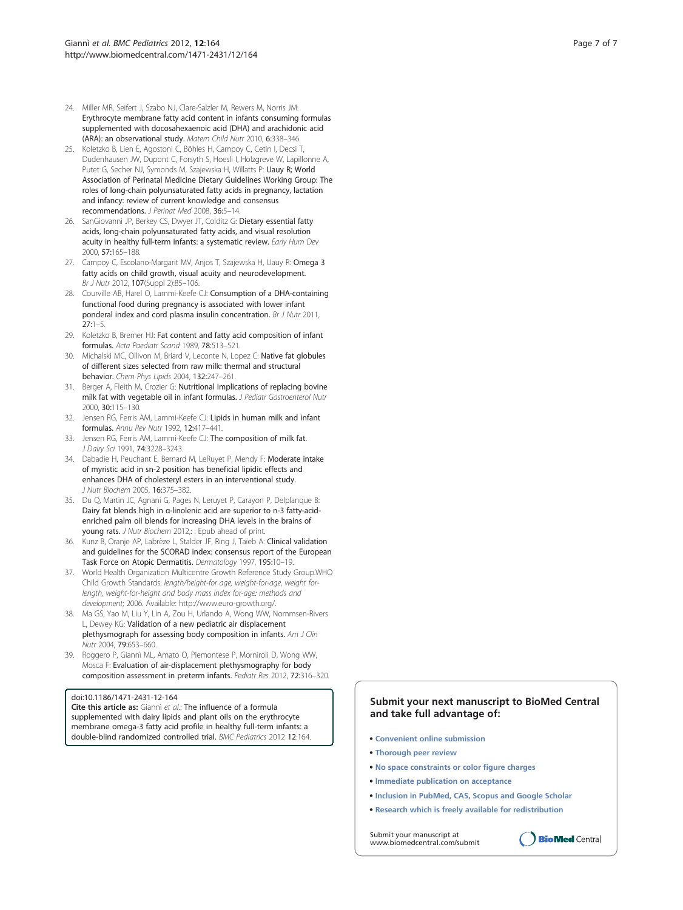24. Miller MR, Seifert J, Szabo NJ, Clare-Salzler M, Rewers M, Norris JM: **Erythrocyte membrane fatty acid content in infants consuming formulas supplemented with docosahexaenoic acid (DHA) and arachidonic acid (ARA): an observational study.** *Matern Child Nutr* 2010, **6**:338–346.
25. Koletzko B, Lien E, Agostoni C, Böhles H, Campoy C, Cetin I, Decsi T, Dudenhausen JW, Dupont C, Forsyth S, Hoesli I, Holzgreve W, Lapillonne A, Putet G, Secher NJ, Symonds M, Szajewska H, Willatts P: **Uauy R; World Association of Perinatal Medicine Dietary Guidelines Working Group: The roles of long-chain polyunsaturated fatty acids in pregnancy, lactation and infancy: review of current knowledge and consensus recommendations.** *J Perinat Med* 2008, **36**:5–14.
26. SanGiovanni JP, Berkey CS, Dwyer JT, Colditz G: **Dietary essential fatty acids, long-chain polyunsaturated fatty acids, and visual resolution acuity in healthy full-term infants: a systematic review.** *Early Hum Dev* 2000, **57**:165–188.
27. Campoy C, Escolano-Margarit MV, Anjos T, Szajewska H, Uauy R: **Omega 3 fatty acids on child growth, visual acuity and neurodevelopment.** *Br J Nutr* 2012, **107**(Suppl 2):85–106.
28. Courville AB, Harel O, Lammi-Keefe CJ: **Consumption of a DHA-containing functional food during pregnancy is associated with lower infant ponderal index and cord plasma insulin concentration.** *Br J Nutr* 2011, **27**:1–5.
29. Koletzko B, Bremer HJ: **Fat content and fatty acid composition of infant formulas.** *Acta Paediatr Scand* 1989, **78**:513–521.
30. Michalski MC, Ollivon M, Briard V, Leconte N, Lopez C: **Native fat globules of different sizes selected from raw milk: thermal and structural behavior.** *Chem Phys Lipids* 2004, **132**:247–261.
31. Berger A, Fleith M, Crozier G: **Nutritional implications of replacing bovine milk fat with vegetable oil in infant formulas.** *J Pediatr Gastroenterol Nutr* 2000, **30**:115–130.
32. Jensen RG, Ferris AM, Lammi-Keefe CJ: **Lipids in human milk and infant formulas.** *Annu Rev Nutr* 1992, **12**:417–441.
33. Jensen RG, Ferris AM, Lammi-Keefe CJ: **The composition of milk fat.** *J Dairy Sci* 1991, **74**:3228–3243.
34. Dabadie H, Peuchant E, Bernard M, LeRuyet P, Mendy F: **Moderate intake of myristic acid in sn-2 position has beneficial lipidic effects and enhances DHA of cholesteryl esters in an interventional study.** *J Nutr Biochem* 2005, **16**:375–382.
35. Du Q, Martin JC, Agnani G, Pages N, Leruyet P, Carayon P, Delplanque B: **Dairy fat blends high in α-linolenic acid are superior to n-3 fatty-acid-enriched palm oil blends for increasing DHA levels in the brains of young rats.** *J Nutr Biochem* 2012,: . Epub ahead of print.
36. Kunz B, Oranje AP, Labrèze L, Stalder JF, Ring J, Taïeb A: **Clinical validation and guidelines for the SCORAD index: consensus report of the European Task Force on Atopic Dermatitis.** *Dermatology* 1997, **195**:10–19.
37. World Health Organization Multicentre Growth Reference Study Group.WHO Child Growth Standards: *length/height-for age, weight-for-age, weight for-length, weight-for-height and body mass index for-age: methods and development*; 2006. Available: http://www.euro-growth.org/.
38. Ma GS, Yao M, Liu Y, Lin A, Zou H, Urlando A, Wong WW, Nommsen-Rivers L, Dewey KG: **Validation of a new pediatric air displacement plethysmograph for assessing body composition in infants.** *Am J Clin Nutr* 2004, **79**:653–660.
39. Roggero P, Giannì ML, Amato O, Piemontese P, Morniroli D, Wong WW, Mosca F: **Evaluation of air-displacement plethysmography for body composition assessment in preterm infants.** *Pediatr Res* 2012, **72**:316–320.

doi:10.1186/1471-2431-12-164
**Cite this article as:** Giannì *et al.*: The influence of a formula supplemented with dairy lipids and plant oils on the erythrocyte membrane omega-3 fatty acid profile in healthy full-term infants: a double-blind randomized controlled trial. *BMC Pediatrics* 2012 **12**:164.

**Submit your next manuscript to BioMed Central and take full advantage of:**

- **Convenient online submission**
- **Thorough peer review**
- **No space constraints or color figure charges**
- **Immediate publication on acceptance**
- **Inclusion in PubMed, CAS, Scopus and Google Scholar**
- **Research which is freely available for redistribution**

Submit your manuscript at
www.biomedcentral.com/submit

BioMed Central